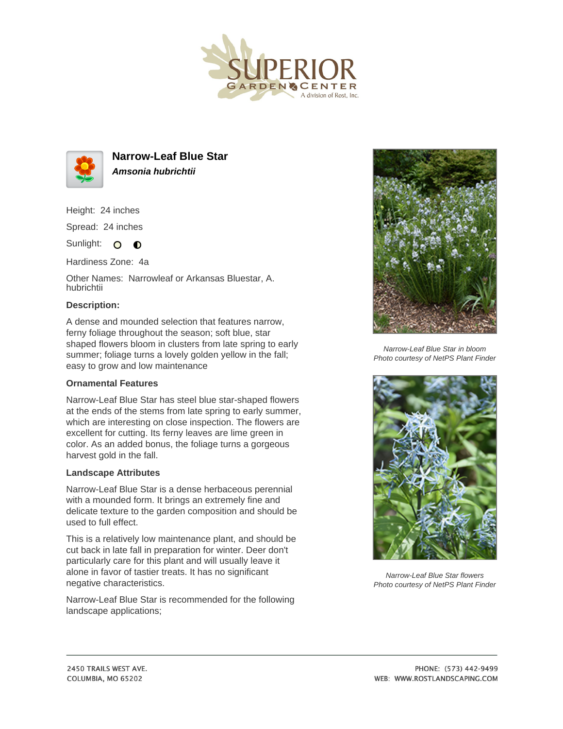# Narrow-Leaf Blue Star

***Amsonia hubrichtii***

Height: 24 inches

Spread: 24 inches

Sunlight:

Hardiness Zone: 4a

Other Names: Narrowleaf or Arkansas Bluestar, A. hubrichtii

### Description:

A dense and mounded selection that features narrow, ferny foliage throughout the season; soft blue, star shaped flowers bloom in clusters from late spring to early summer; foliage turns a lovely golden yellow in the fall; easy to grow and low maintenance

### Ornamental Features

Narrow-Leaf Blue Star has steel blue star-shaped flowers at the ends of the stems from late spring to early summer, which are interesting on close inspection. The flowers are excellent for cutting. Its ferny leaves are lime green in color. As an added bonus, the foliage turns a gorgeous harvest gold in the fall.

### Landscape Attributes

Narrow-Leaf Blue Star is a dense herbaceous perennial with a mounded form. It brings an extremely fine and delicate texture to the garden composition and should be used to full effect.

This is a relatively low maintenance plant, and should be cut back in late fall in preparation for winter. Deer don't particularly care for this plant and will usually leave it alone in favor of tastier treats. It has no significant negative characteristics.

Narrow-Leaf Blue Star is recommended for the following landscape applications;

*Narrow-Leaf Blue Star in bloom*
*Photo courtesy of NetPS Plant Finder*

*Narrow-Leaf Blue Star flowers*
*Photo courtesy of NetPS Plant Finder*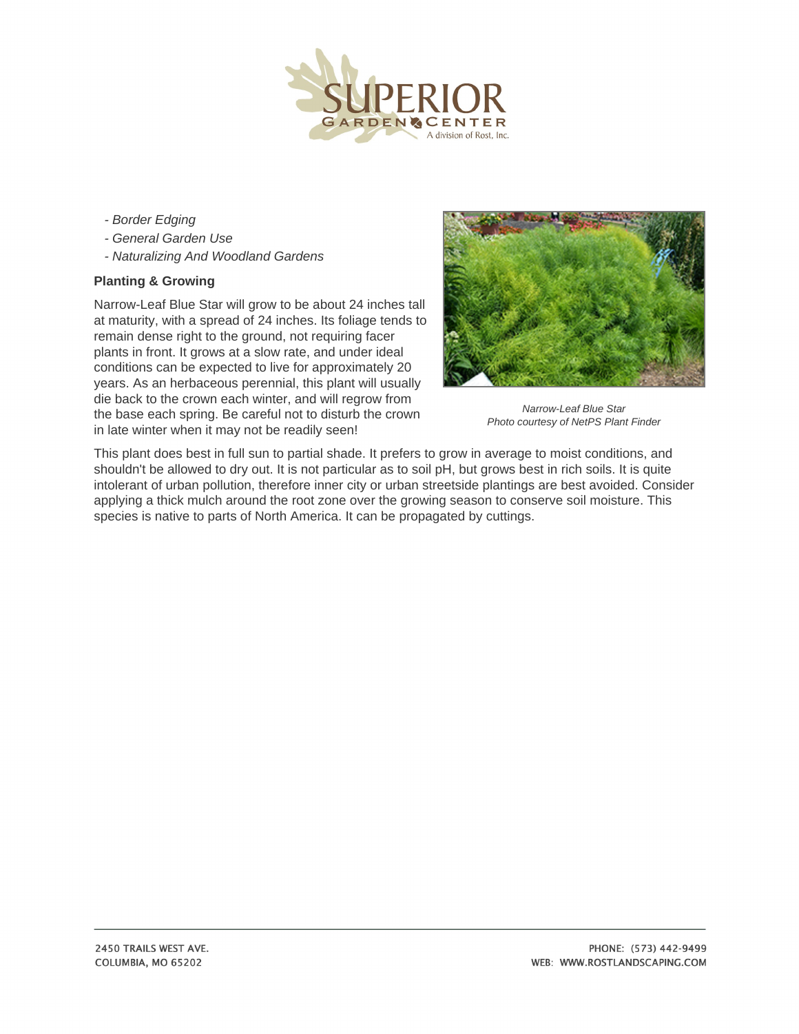- *Border Edging*
- *General Garden Use*
- *Naturalizing And Woodland Gardens*

**Planting & Growing**

Narrow-Leaf Blue Star will grow to be about 24 inches tall at maturity, with a spread of 24 inches. Its foliage tends to remain dense right to the ground, not requiring facer plants in front. It grows at a slow rate, and under ideal conditions can be expected to live for approximately 20 years. As an herbaceous perennial, this plant will usually die back to the crown each winter, and will regrow from the base each spring. Be careful not to disturb the crown in late winter when it may not be readily seen!

*Narrow-Leaf Blue Star*
*Photo courtesy of NetPS Plant Finder*

This plant does best in full sun to partial shade. It prefers to grow in average to moist conditions, and shouldn't be allowed to dry out. It is not particular as to soil pH, but grows best in rich soils. It is quite intolerant of urban pollution, therefore inner city or urban streetside plantings are best avoided. Consider applying a thick mulch around the root zone over the growing season to conserve soil moisture. This species is native to parts of North America. It can be propagated by cuttings.